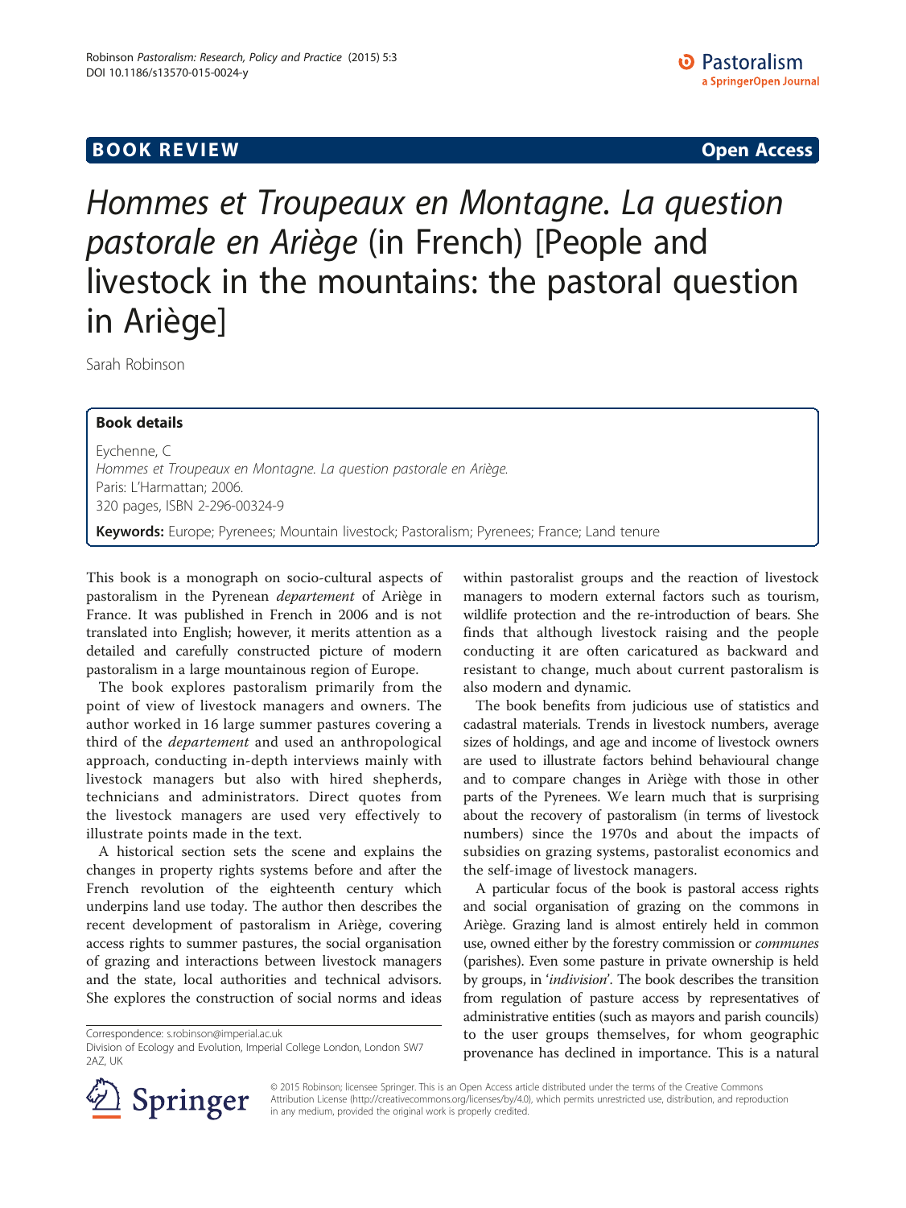BOOK REVIEW

Open Access

# *Hommes et Troupeaux en Montagne. La question pastorale en Ariège* (in French) [People and livestock in the mountains: the pastoral question in Ariège]

Sarah Robinson

Correspondence: s.robinson@imperial.ac.uk
Division of Ecology and Evolution, Imperial College London, London SW7 2AZ, UK

**Book details**

Eychenne, C
*Hommes et Troupeaux en Montagne. La question pastorale en Ariège.*
Paris: L'Harmattan; 2006.
320 pages, ISBN 2-296-00324-9

**Keywords:** Europe; Pyrenees; Mountain livestock; Pastoralism; Pyrenees; France; Land tenure

This book is a monograph on socio-cultural aspects of pastoralism in the Pyrenean *departement* of Ariège in France. It was published in French in 2006 and is not translated into English; however, it merits attention as a detailed and carefully constructed picture of modern pastoralism in a large mountainous region of Europe.

The book explores pastoralism primarily from the point of view of livestock managers and owners. The author worked in 16 large summer pastures covering a third of the *departement* and used an anthropological approach, conducting in-depth interviews mainly with livestock managers but also with hired shepherds, technicians and administrators. Direct quotes from the livestock managers are used very effectively to illustrate points made in the text.

A historical section sets the scene and explains the changes in property rights systems before and after the French revolution of the eighteenth century which underpins land use today. The author then describes the recent development of pastoralism in Ariège, covering access rights to summer pastures, the social organisation of grazing and interactions between livestock managers and the state, local authorities and technical advisors. She explores the construction of social norms and ideas within pastoralist groups and the reaction of livestock managers to modern external factors such as tourism, wildlife protection and the re-introduction of bears. She finds that although livestock raising and the people conducting it are often caricatured as backward and resistant to change, much about current pastoralism is also modern and dynamic.

The book benefits from judicious use of statistics and cadastral materials. Trends in livestock numbers, average sizes of holdings, and age and income of livestock owners are used to illustrate factors behind behavioural change and to compare changes in Ariège with those in other parts of the Pyrenees. We learn much that is surprising about the recovery of pastoralism (in terms of livestock numbers) since the 1970s and about the impacts of subsidies on grazing systems, pastoralist economics and the self-image of livestock managers.

A particular focus of the book is pastoral access rights and social organisation of grazing on the commons in Ariège. Grazing land is almost entirely held in common use, owned either by the forestry commission or *communes* (parishes). Even some pasture in private ownership is held by groups, in '*indivision*'. The book describes the transition from regulation of pasture access by representatives of administrative entities (such as mayors and parish councils) to the user groups themselves, for whom geographic provenance has declined in importance. This is a natural

© 2015 Robinson; licensee Springer. This is an Open Access article distributed under the terms of the Creative Commons Attribution License (http://creativecommons.org/licenses/by/4.0), which permits unrestricted use, distribution, and reproduction in any medium, provided the original work is properly credited.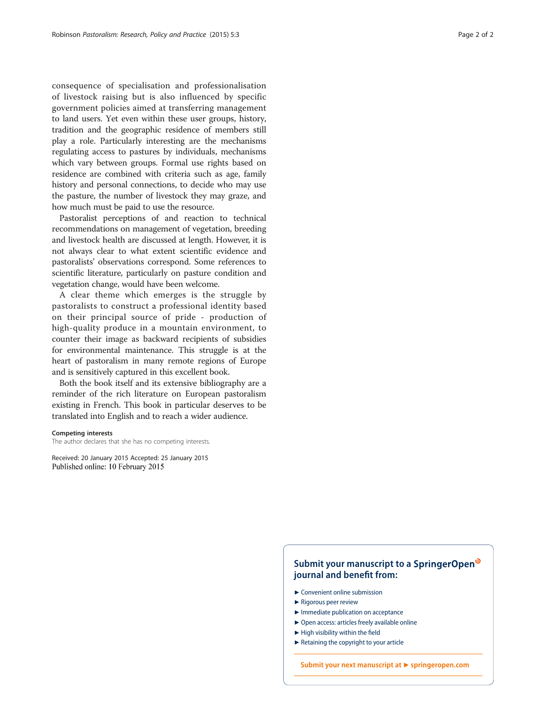consequence of specialisation and professionalisation of livestock raising but is also influenced by specific government policies aimed at transferring management to land users. Yet even within these user groups, history, tradition and the geographic residence of members still play a role. Particularly interesting are the mechanisms regulating access to pastures by individuals, mechanisms which vary between groups. Formal use rights based on residence are combined with criteria such as age, family history and personal connections, to decide who may use the pasture, the number of livestock they may graze, and how much must be paid to use the resource.

Pastoralist perceptions of and reaction to technical recommendations on management of vegetation, breeding and livestock health are discussed at length. However, it is not always clear to what extent scientific evidence and pastoralists' observations correspond. Some references to scientific literature, particularly on pasture condition and vegetation change, would have been welcome.

A clear theme which emerges is the struggle by pastoralists to construct a professional identity based on their principal source of pride - production of high-quality produce in a mountain environment, to counter their image as backward recipients of subsidies for environmental maintenance. This struggle is at the heart of pastoralism in many remote regions of Europe and is sensitively captured in this excellent book.

Both the book itself and its extensive bibliography are a reminder of the rich literature on European pastoralism existing in French. This book in particular deserves to be translated into English and to reach a wider audience.

#### Competing interests

The author declares that she has no competing interests.

Received: 20 January 2015 Accepted: 25 January 2015
Published online: 10 February 2015

**Submit your manuscript to a SpringerOpen journal and benefit from:**

- ► Convenient online submission
- ► Rigorous peer review
- ► Immediate publication on acceptance
- ► Open access: articles freely available online
- ► High visibility within the field
- ► Retaining the copyright to your article

**Submit your next manuscript at ► springeropen.com**